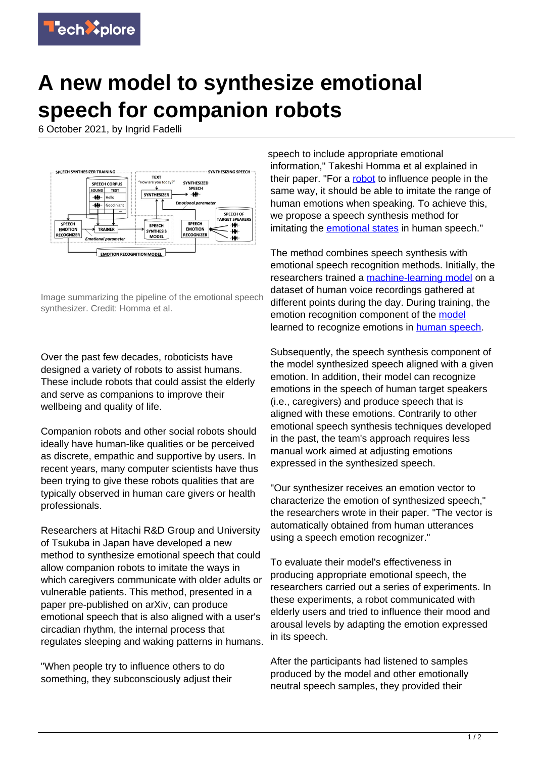# A new model to synthesize emotional speech for companion robots

6 October 2021, by Ingrid Fadelli

Image summarizing the pipeline of the emotional speech synthesizer. Credit: Homma et al.

Over the past few decades, roboticists have designed a variety of robots to assist humans. These include robots that could assist the elderly and serve as companions to improve their wellbeing and quality of life.

Companion robots and other social robots should ideally have human-like qualities or be perceived as discrete, empathic and supportive by users. In recent years, many computer scientists have thus been trying to give these robots qualities that are typically observed in human care givers or health professionals.

Researchers at Hitachi R&D Group and University of Tsukuba in Japan have developed a new method to synthesize emotional speech that could allow companion robots to imitate the ways in which caregivers communicate with older adults or vulnerable patients. This method, presented in a paper pre-published on arXiv, can produce emotional speech that is also aligned with a user's circadian rhythm, the internal process that regulates sleeping and waking patterns in humans.

"When people try to influence others to do something, they subconsciously adjust their speech to include appropriate emotional information," Takeshi Homma et al explained in their paper. "For a robot to influence people in the same way, it should be able to imitate the range of human emotions when speaking. To achieve this, we propose a speech synthesis method for imitating the emotional states in human speech."

The method combines speech synthesis with emotional speech recognition methods. Initially, the researchers trained a machine-learning model on a dataset of human voice recordings gathered at different points during the day. During training, the emotion recognition component of the model learned to recognize emotions in human speech.

Subsequently, the speech synthesis component of the model synthesized speech aligned with a given emotion. In addition, their model can recognize emotions in the speech of human target speakers (i.e., caregivers) and produce speech that is aligned with these emotions. Contrarily to other emotional speech synthesis techniques developed in the past, the team's approach requires less manual work aimed at adjusting emotions expressed in the synthesized speech.

"Our synthesizer receives an emotion vector to characterize the emotion of synthesized speech," the researchers wrote in their paper. "The vector is automatically obtained from human utterances using a speech emotion recognizer."

To evaluate their model's effectiveness in producing appropriate emotional speech, the researchers carried out a series of experiments. In these experiments, a robot communicated with elderly users and tried to influence their mood and arousal levels by adapting the emotion expressed in its speech.

After the participants had listened to samples produced by the model and other emotionally neutral speech samples, they provided their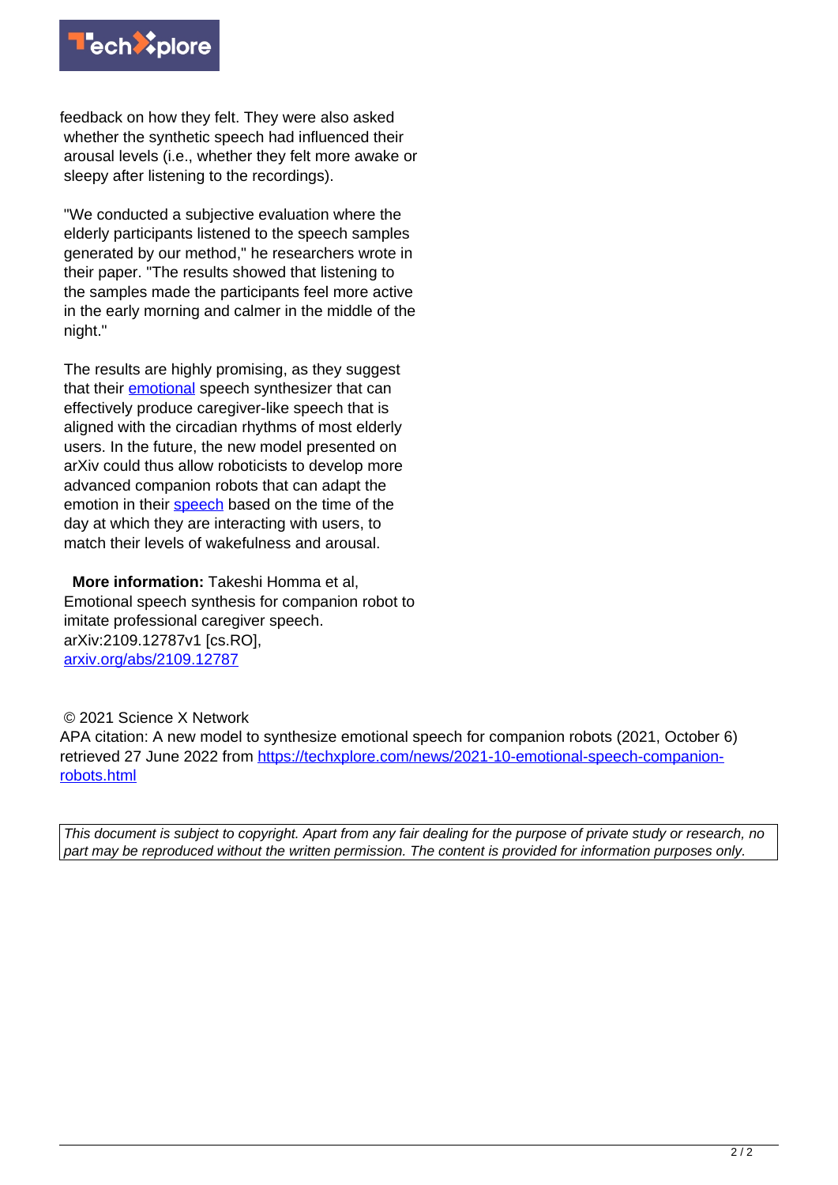feedback on how they felt. They were also asked whether the synthetic speech had influenced their arousal levels (i.e., whether they felt more awake or sleepy after listening to the recordings).

"We conducted a subjective evaluation where the elderly participants listened to the speech samples generated by our method," he researchers wrote in their paper. "The results showed that listening to the samples made the participants feel more active in the early morning and calmer in the middle of the night."

The results are highly promising, as they suggest that their emotional speech synthesizer that can effectively produce caregiver-like speech that is aligned with the circadian rhythms of most elderly users. In the future, the new model presented on arXiv could thus allow roboticists to develop more advanced companion robots that can adapt the emotion in their speech based on the time of the day at which they are interacting with users, to match their levels of wakefulness and arousal.

**More information:** Takeshi Homma et al, Emotional speech synthesis for companion robot to imitate professional caregiver speech. arXiv:2109.12787v1 [cs.RO], arxiv.org/abs/2109.12787

© 2021 Science X Network

APA citation: A new model to synthesize emotional speech for companion robots (2021, October 6) retrieved 27 June 2022 from https://techxplore.com/news/2021-10-emotional-speech-companion-robots.html

*This document is subject to copyright. Apart from any fair dealing for the purpose of private study or research, no part may be reproduced without the written permission. The content is provided for information purposes only.*